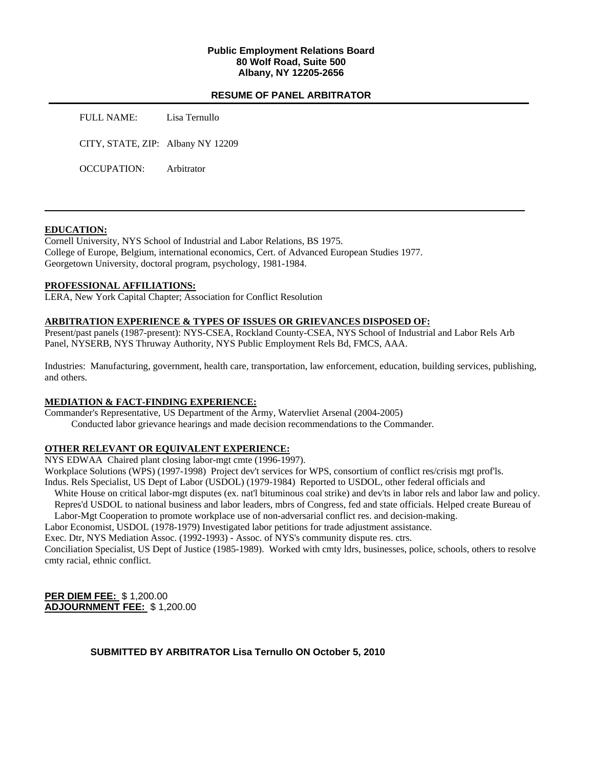**Public Employment Relations Board**
**80 Wolf Road, Suite 500**
**Albany, NY 12205-2656**

## RESUME OF PANEL ARBITRATOR

FULL NAME: Lisa Ternullo

CITY, STATE, ZIP: Albany NY 12209

OCCUPATION: Arbitrator

---

### EDUCATION:

Cornell University, NYS School of Industrial and Labor Relations, BS 1975.
College of Europe, Belgium, international economics, Cert. of Advanced European Studies 1977.
Georgetown University, doctoral program, psychology, 1981-1984.

### PROFESSIONAL AFFILIATIONS:

LERA, New York Capital Chapter; Association for Conflict Resolution

### ARBITRATION EXPERIENCE & TYPES OF ISSUES OR GRIEVANCES DISPOSED OF:

Present/past panels (1987-present): NYS-CSEA, Rockland County-CSEA, NYS School of Industrial and Labor Rels Arb Panel, NYSERB, NYS Thruway Authority, NYS Public Employment Rels Bd, FMCS, AAA.

Industries: Manufacturing, government, health care, transportation, law enforcement, education, building services, publishing, and others.

### MEDIATION & FACT-FINDING EXPERIENCE:

Commander's Representative, US Department of the Army, Watervliet Arsenal (2004-2005)
Conducted labor grievance hearings and made decision recommendations to the Commander.

### OTHER RELEVANT OR EQUIVALENT EXPERIENCE:

NYS EDWAA Chaired plant closing labor-mgt cmte (1996-1997).
Workplace Solutions (WPS) (1997-1998) Project dev't services for WPS, consortium of conflict res/crisis mgt prof'ls.
Indus. Rels Specialist, US Dept of Labor (USDOL) (1979-1984) Reported to USDOL, other federal officials and White House on critical labor-mgt disputes (ex. nat'l bituminous coal strike) and dev'ts in labor rels and labor law and policy. Repres'd USDOL to national business and labor leaders, mbrs of Congress, fed and state officials. Helped create Bureau of Labor-Mgt Cooperation to promote workplace use of non-adversarial conflict res. and decision-making.
Labor Economist, USDOL (1978-1979) Investigated labor petitions for trade adjustment assistance.
Exec. Dtr, NYS Mediation Assoc. (1992-1993) - Assoc. of NYS's community dispute res. ctrs.
Conciliation Specialist, US Dept of Justice (1985-1989). Worked with cmty ldrs, businesses, police, schools, others to resolve cmty racial, ethnic conflict.

**PER DIEM FEE:** $ 1,200.00
**ADJOURNMENT FEE:** $ 1,200.00

**SUBMITTED BY ARBITRATOR Lisa Ternullo ON October 5, 2010**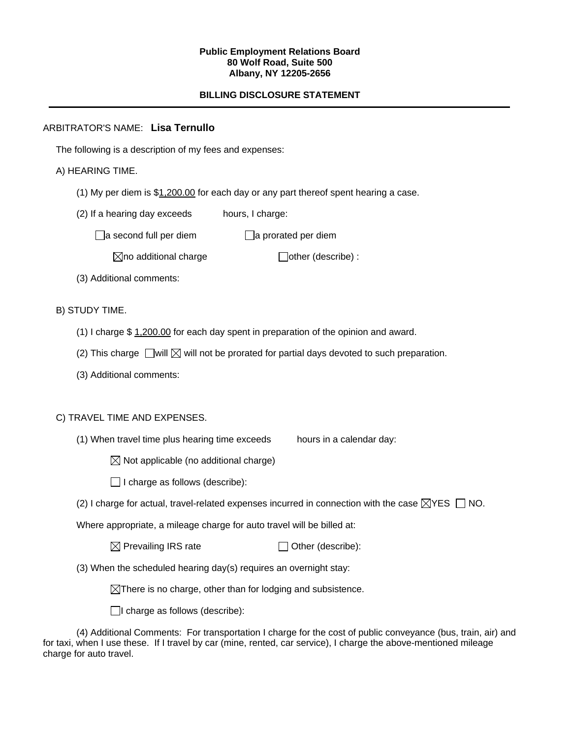**Public Employment Relations Board**
**80 Wolf Road, Suite 500**
**Albany, NY 12205-2656**

**BILLING DISCLOSURE STATEMENT**

---

ARBITRATOR'S NAME: **Lisa Ternullo**

The following is a description of my fees and expenses:

A) HEARING TIME.

(1) My per diem is $1,200.00 for each day or any part thereof spent hearing a case.

(2) If a hearing day exceeds ____ hours, I charge:

☐ a second full per diem ☐ a prorated per diem

☒ no additional charge ☐ other (describe) :

(3) Additional comments:

B) STUDY TIME.

(1) I charge $ 1,200.00 for each day spent in preparation of the opinion and award.

(2) This charge ☐ will ☒ will not be prorated for partial days devoted to such preparation.

(3) Additional comments:

C) TRAVEL TIME AND EXPENSES.

(1) When travel time plus hearing time exceeds ____ hours in a calendar day:

☒ Not applicable (no additional charge)

☐ I charge as follows (describe):

(2) I charge for actual, travel-related expenses incurred in connection with the case ☒ YES ☐ NO.

Where appropriate, a mileage charge for auto travel will be billed at:

☒ Prevailing IRS rate ☐ Other (describe):

(3) When the scheduled hearing day(s) requires an overnight stay:

☒ There is no charge, other than for lodging and subsistence.

☐ I charge as follows (describe):

(4) Additional Comments: For transportation I charge for the cost of public conveyance (bus, train, air) and for taxi, when I use these. If I travel by car (mine, rented, car service), I charge the above-mentioned mileage charge for auto travel.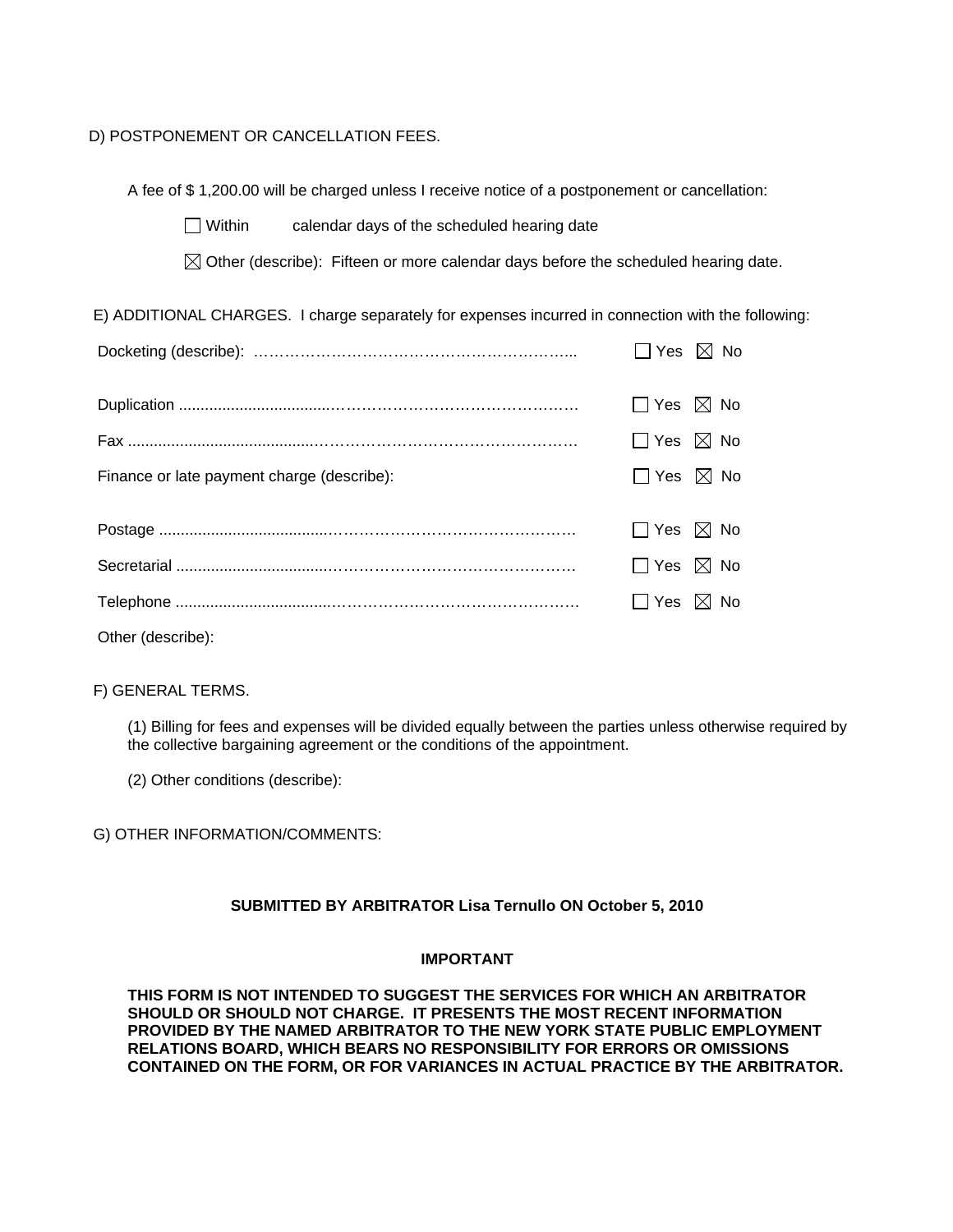D) POSTPONEMENT OR CANCELLATION FEES.

A fee of $ 1,200.00 will be charged unless I receive notice of a postponement or cancellation:

☐ Within calendar days of the scheduled hearing date

☒ Other (describe): Fifteen or more calendar days before the scheduled hearing date.

E) ADDITIONAL CHARGES. I charge separately for expenses incurred in connection with the following:

| | |
|---|---|
| Docketing (describe): ………………………………………………………... | ☐ Yes ☒ No |
| Duplication ………………………………………………………… | ☐ Yes ☒ No |
| Fax ………………………………………………………… | ☐ Yes ☒ No |
| Finance or late payment charge (describe): | ☐ Yes ☒ No |
| Postage ………………………………………………………… | ☐ Yes ☒ No |
| Secretarial ………………………………………………………… | ☐ Yes ☒ No |
| Telephone ………………………………………………………… | ☐ Yes ☒ No |

Other (describe):

F) GENERAL TERMS.

(1) Billing for fees and expenses will be divided equally between the parties unless otherwise required by the collective bargaining agreement or the conditions of the appointment.

(2) Other conditions (describe):

G) OTHER INFORMATION/COMMENTS:

**SUBMITTED BY ARBITRATOR Lisa Ternullo ON October 5, 2010**

**IMPORTANT**

**THIS FORM IS NOT INTENDED TO SUGGEST THE SERVICES FOR WHICH AN ARBITRATOR SHOULD OR SHOULD NOT CHARGE. IT PRESENTS THE MOST RECENT INFORMATION PROVIDED BY THE NAMED ARBITRATOR TO THE NEW YORK STATE PUBLIC EMPLOYMENT RELATIONS BOARD, WHICH BEARS NO RESPONSIBILITY FOR ERRORS OR OMISSIONS CONTAINED ON THE FORM, OR FOR VARIANCES IN ACTUAL PRACTICE BY THE ARBITRATOR.**